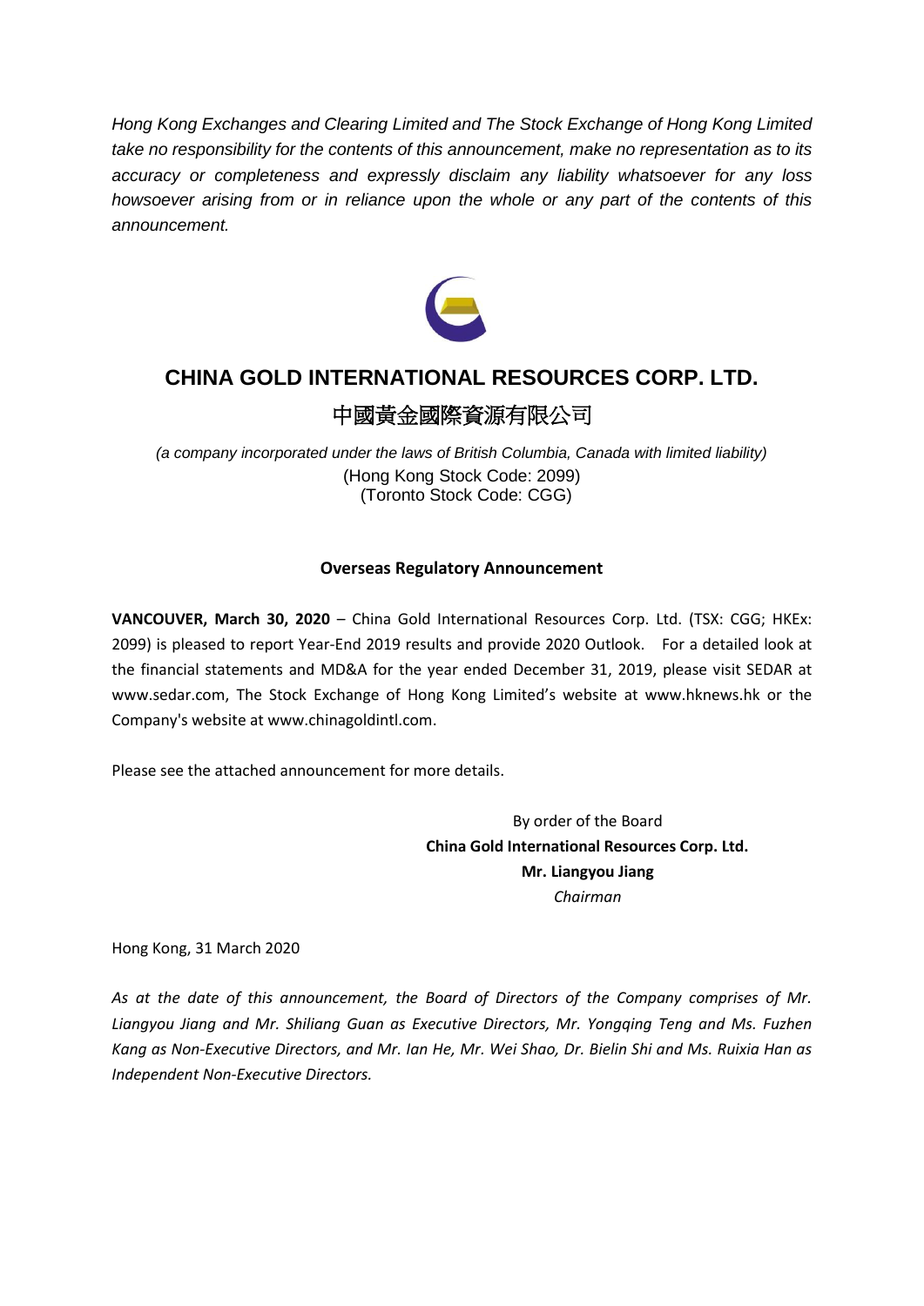*Hong Kong Exchanges and Clearing Limited and The Stock Exchange of Hong Kong Limited take no responsibility for the contents of this announcement, make no representation as to its accuracy or completeness and expressly disclaim any liability whatsoever for any loss howsoever arising from or in reliance upon the whole or any part of the contents of this announcement.*

# CHINA GOLD INTERNATIONAL RESOURCES CORP. LTD.

# 中國黃金國際資源有限公司

*(a company incorporated under the laws of British Columbia, Canada with limited liability)*
(Hong Kong Stock Code: 2099)
(Toronto Stock Code: CGG)

## Overseas Regulatory Announcement

**VANCOUVER, March 30, 2020** – China Gold International Resources Corp. Ltd. (TSX: CGG; HKEx: 2099) is pleased to report Year-End 2019 results and provide 2020 Outlook. For a detailed look at the financial statements and MD&A for the year ended December 31, 2019, please visit SEDAR at www.sedar.com, The Stock Exchange of Hong Kong Limited's website at www.hknews.hk or the Company's website at www.chinagoldintl.com.

Please see the attached announcement for more details.

By order of the Board
**China Gold International Resources Corp. Ltd.**
**Mr. Liangyou Jiang**
*Chairman*

Hong Kong, 31 March 2020

*As at the date of this announcement, the Board of Directors of the Company comprises of Mr. Liangyou Jiang and Mr. Shiliang Guan as Executive Directors, Mr. Yongqing Teng and Ms. Fuzhen Kang as Non-Executive Directors, and Mr. Ian He, Mr. Wei Shao, Dr. Bielin Shi and Ms. Ruixia Han as Independent Non-Executive Directors.*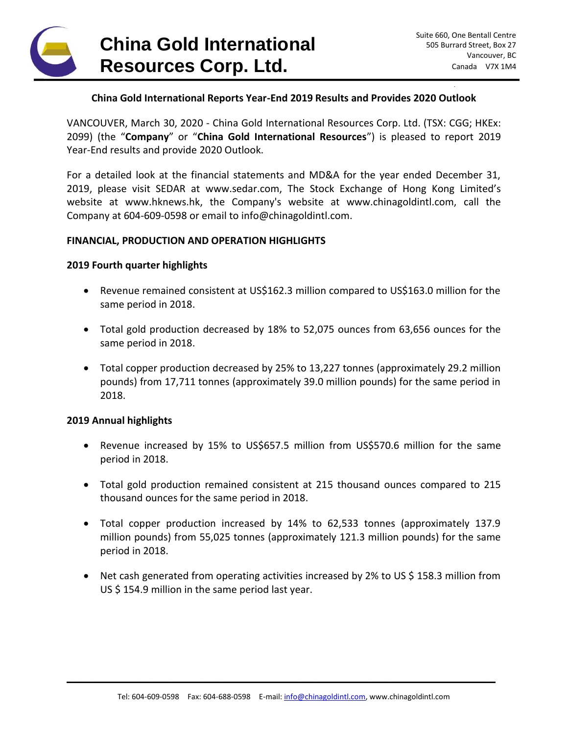### China Gold International Reports Year-End 2019 Results and Provides 2020 Outlook

VANCOUVER, March 30, 2020 - China Gold International Resources Corp. Ltd. (TSX: CGG; HKEx: 2099) (the "**Company**" or "**China Gold International Resources**") is pleased to report 2019 Year-End results and provide 2020 Outlook.

For a detailed look at the financial statements and MD&A for the year ended December 31, 2019, please visit SEDAR at www.sedar.com, The Stock Exchange of Hong Kong Limited's website at www.hknews.hk, the Company's website at www.chinagoldintl.com, call the Company at 604-609-0598 or email to info@chinagoldintl.com.

**FINANCIAL, PRODUCTION AND OPERATION HIGHLIGHTS**

**2019 Fourth quarter highlights**

- Revenue remained consistent at US$162.3 million compared to US$163.0 million for the same period in 2018.
- Total gold production decreased by 18% to 52,075 ounces from 63,656 ounces for the same period in 2018.
- Total copper production decreased by 25% to 13,227 tonnes (approximately 29.2 million pounds) from 17,711 tonnes (approximately 39.0 million pounds) for the same period in 2018.

**2019 Annual highlights**

- Revenue increased by 15% to US$657.5 million from US$570.6 million for the same period in 2018.
- Total gold production remained consistent at 215 thousand ounces compared to 215 thousand ounces for the same period in 2018.
- Total copper production increased by 14% to 62,533 tonnes (approximately 137.9 million pounds) from 55,025 tonnes (approximately 121.3 million pounds) for the same period in 2018.
- Net cash generated from operating activities increased by 2% to US $ 158.3 million from US $ 154.9 million in the same period last year.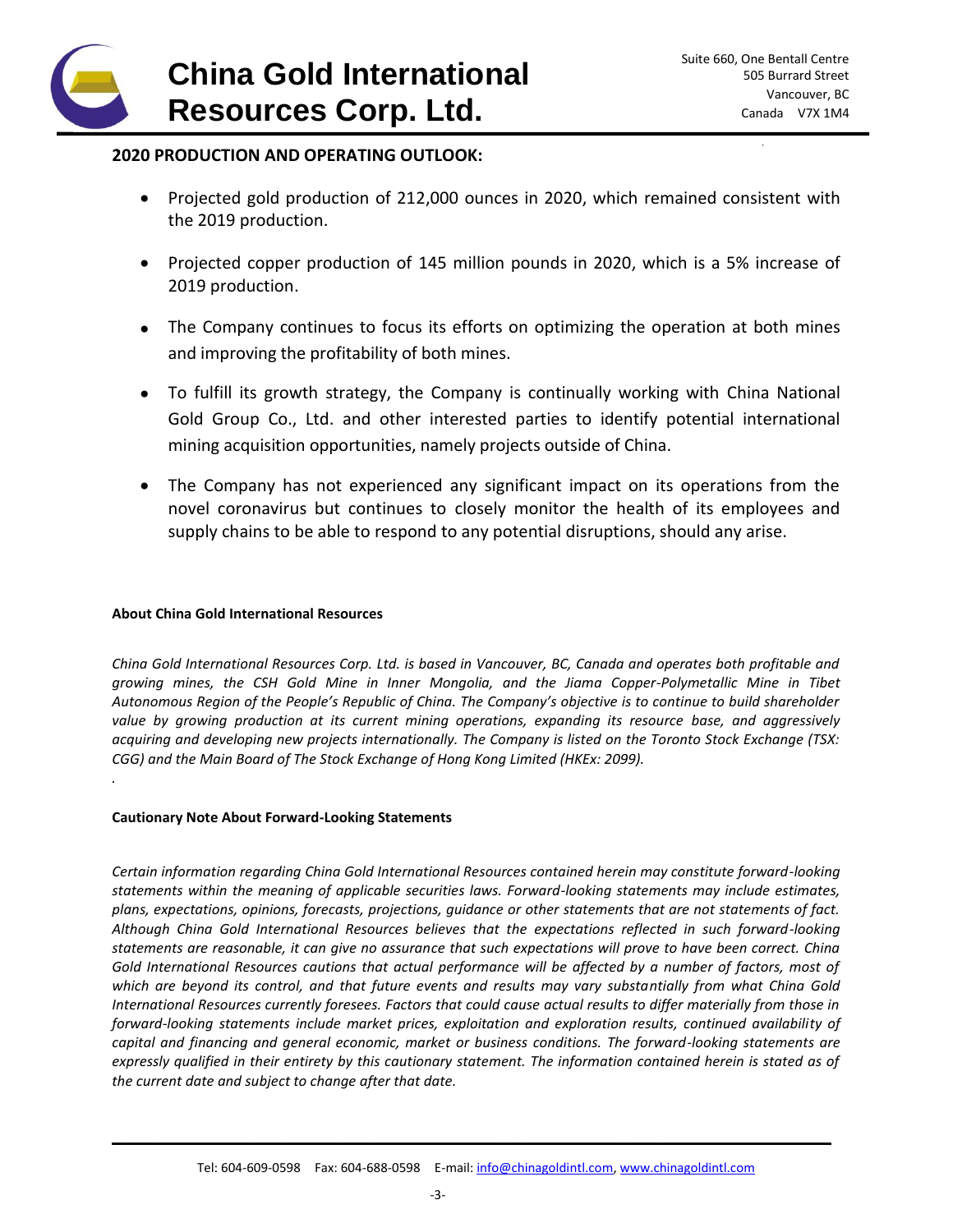## 2020 PRODUCTION AND OPERATING OUTLOOK:

- Projected gold production of 212,000 ounces in 2020, which remained consistent with the 2019 production.
- Projected copper production of 145 million pounds in 2020, which is a 5% increase of 2019 production.
- The Company continues to focus its efforts on optimizing the operation at both mines and improving the profitability of both mines.
- To fulfill its growth strategy, the Company is continually working with China National Gold Group Co., Ltd. and other interested parties to identify potential international mining acquisition opportunities, namely projects outside of China.
- The Company has not experienced any significant impact on its operations from the novel coronavirus but continues to closely monitor the health of its employees and supply chains to be able to respond to any potential disruptions, should any arise.

**About China Gold International Resources**

*China Gold International Resources Corp. Ltd. is based in Vancouver, BC, Canada and operates both profitable and growing mines, the CSH Gold Mine in Inner Mongolia, and the Jiama Copper-Polymetallic Mine in Tibet Autonomous Region of the People's Republic of China. The Company's objective is to continue to build shareholder value by growing production at its current mining operations, expanding its resource base, and aggressively acquiring and developing new projects internationally. The Company is listed on the Toronto Stock Exchange (TSX: CGG) and the Main Board of The Stock Exchange of Hong Kong Limited (HKEx: 2099).*

**Cautionary Note About Forward-Looking Statements**

*Certain information regarding China Gold International Resources contained herein may constitute forward-looking statements within the meaning of applicable securities laws. Forward-looking statements may include estimates, plans, expectations, opinions, forecasts, projections, guidance or other statements that are not statements of fact. Although China Gold International Resources believes that the expectations reflected in such forward-looking statements are reasonable, it can give no assurance that such expectations will prove to have been correct. China Gold International Resources cautions that actual performance will be affected by a number of factors, most of which are beyond its control, and that future events and results may vary substantially from what China Gold International Resources currently foresees. Factors that could cause actual results to differ materially from those in forward-looking statements include market prices, exploitation and exploration results, continued availability of capital and financing and general economic, market or business conditions. The forward-looking statements are expressly qualified in their entirety by this cautionary statement. The information contained herein is stated as of the current date and subject to change after that date.*